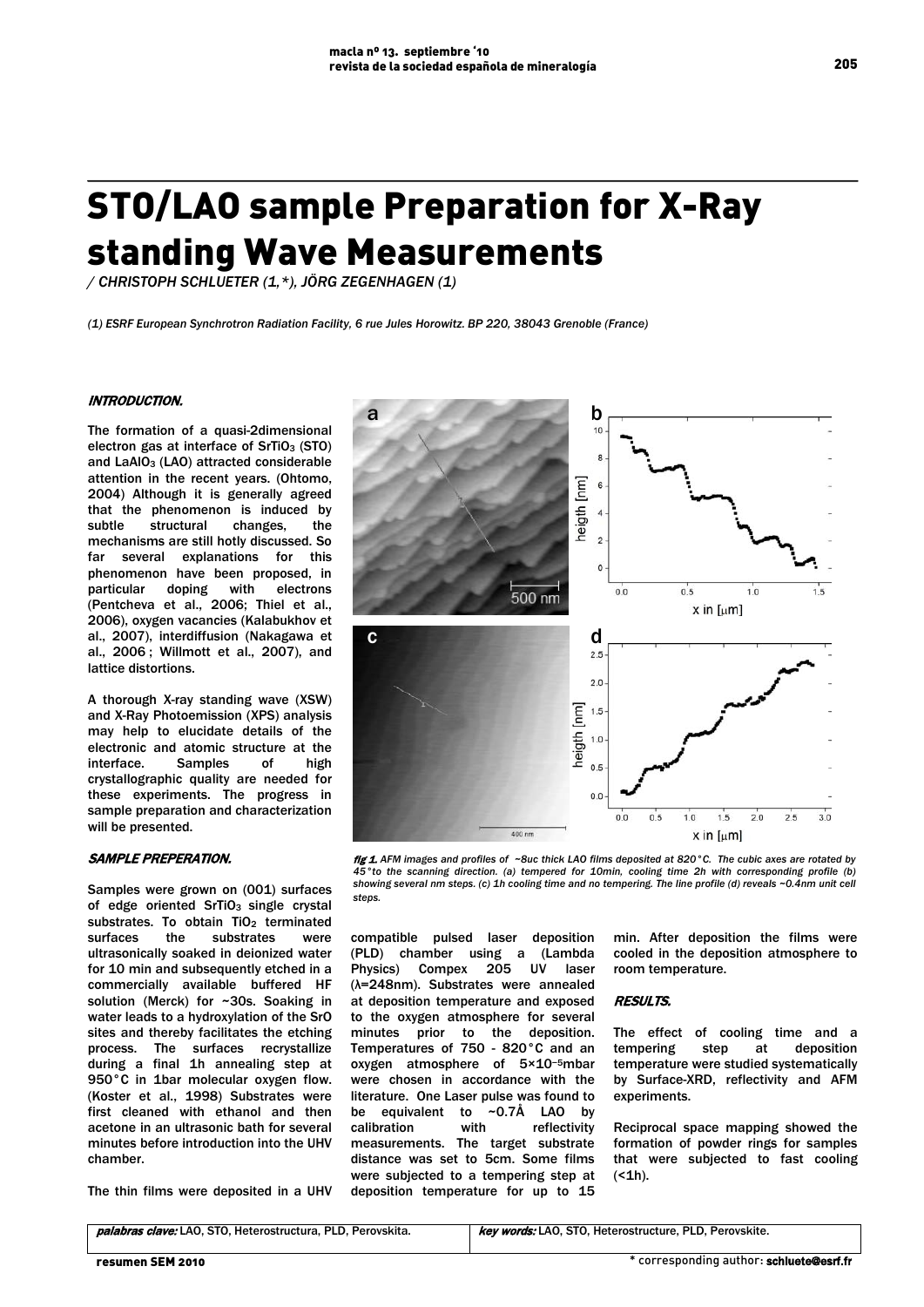# STO/LAO sample Preparation for X-Ray standing Wave Measurements

*/ CHRISTOPH SCHLUETER (1,*), JÖRG ZEGENHAGEN (1)*

*(1) ESRF European Synchrotron Radiation Facility, 6 rue Jules Horowitz. BP 220, 38043 Grenoble (France)*

## INTRODUCTION.

The formation of a quasi-2dimensional electron gas at interface of $SrTiO_3$ (STO) and $LaAlO_3$ (LAO) attracted considerable attention in the recent years. (Ohtomo, 2004) Although it is generally agreed that the phenomenon is induced by subtle structural changes, the mechanisms are still hotly discussed. So far several explanations for this phenomenon have been proposed, in particular doping with electrons (Pentcheva et al., 2006; Thiel et al., 2006), oxygen vacancies (Kalabukhov et al., 2007), interdiffusion (Nakagawa et al., 2006 ; Willmott et al., 2007), and lattice distortions.

A thorough X-ray standing wave (XSW) and X-Ray Photoemission (XPS) analysis may help to elucidate details of the electronic and atomic structure at the interface. Samples of high crystallographic quality are needed for these experiments. The progress in sample preparation and characterization will be presented.

## SAMPLE PREPERATION.

Samples were grown on (001) surfaces of edge oriented $SrTiO_3$ single crystal substrates. To obtain $TiO_2$ terminated surfaces the substrates were ultrasonically soaked in deionized water for 10 min and subsequently etched in a commercially available buffered HF solution (Merck) for ~30s. Soaking in water leads to a hydroxylation of the SrO sites and thereby facilitates the etching process. The surfaces recrystallize during a final 1h annealing step at 950°C in 1bar molecular oxygen flow. (Koster et al., 1998) Substrates were first cleaned with ethanol and then acetone in an ultrasonic bath for several minutes before introduction into the UHV chamber.

The thin films were deposited in a UHV compatible pulsed laser deposition (PLD) chamber using a (Lambda Physics) Compex 205 UV laser (λ=248nm). Substrates were annealed at deposition temperature and exposed to the oxygen atmosphere for several minutes prior to the deposition. Temperatures of 750 - 820°C and an oxygen atmosphere of $5\times10^{-5}$mbar were chosen in accordance with the literature. One Laser pulse was found to be equivalent to ~0.7Å LAO by calibration with reflectivity measurements. The target substrate distance was set to 5cm. Some films were subjected to a tempering step at deposition temperature for up to 15 min. After deposition the films were cooled in the deposition atmosphere to room temperature.

*fig 1. AFM images and profiles of ~8uc thick LAO films deposited at 820°C. The cubic axes are rotated by 45°to the scanning direction. (a) tempered for 10min, cooling time 2h with corresponding profile (b) showing several nm steps. (c) 1h cooling time and no tempering. The line profile (d) reveals ~0.4nm unit cell steps.*

## RESULTS.

The effect of cooling time and a tempering step at deposition temperature were studied systematically by Surface-XRD, reflectivity and AFM experiments.

Reciprocal space mapping showed the formation of powder rings for samples that were subjected to fast cooling (<1h).

*palabras clave:* LAO, STO, Heterostructura, PLD, Perovskita. | *key words:* LAO, STO, Heterostructure, PLD, Perovskite.

\* corresponding author: schluete@esrf.fr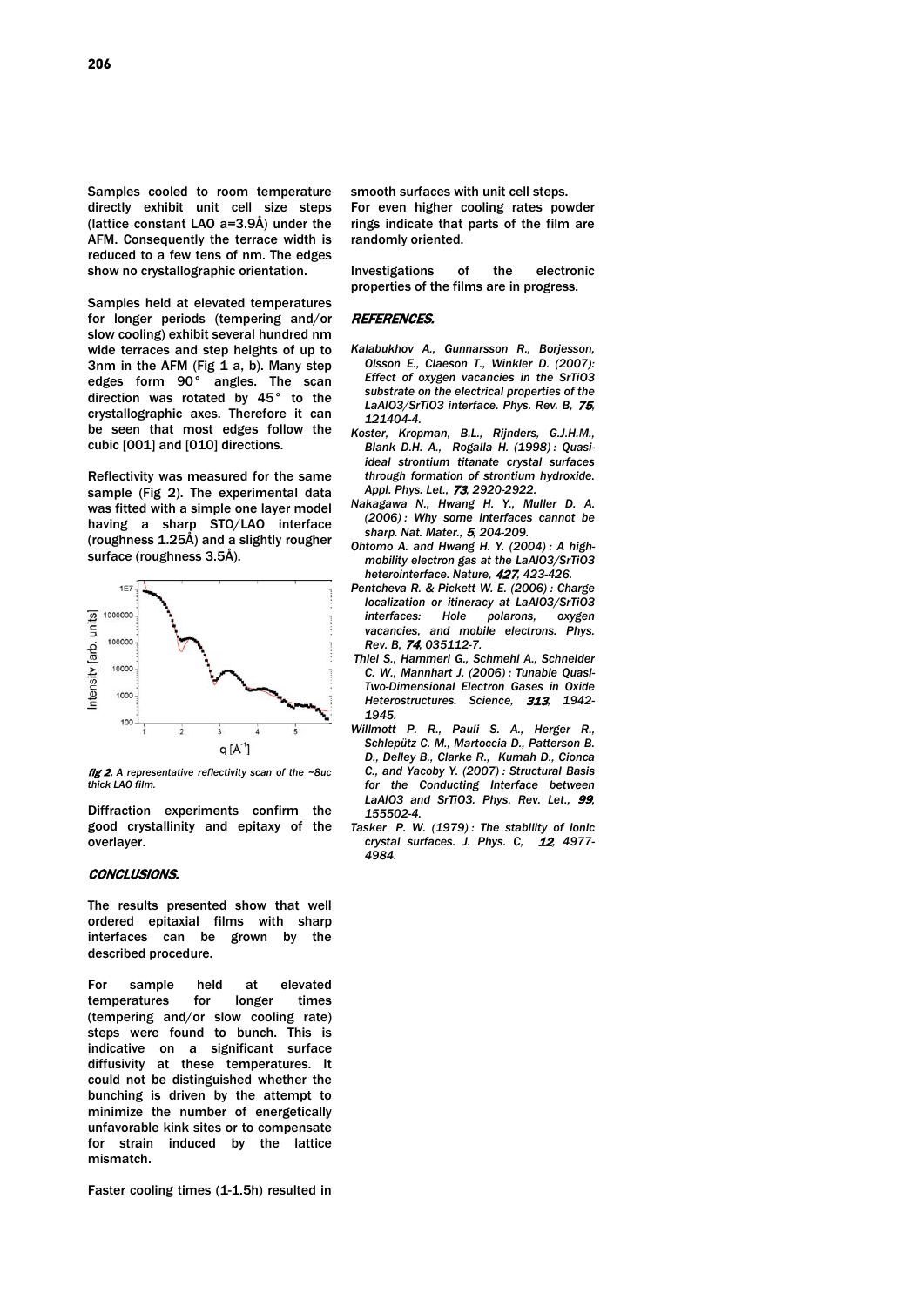Samples cooled to room temperature directly exhibit unit cell size steps (lattice constant LAO a=3.9Å) under the AFM. Consequently the terrace width is reduced to a few tens of nm. The edges show no crystallographic orientation.

Samples held at elevated temperatures for longer periods (tempering and/or slow cooling) exhibit several hundred nm wide terraces and step heights of up to 3nm in the AFM (Fig 1 a, b). Many step edges form 90° angles. The scan direction was rotated by 45° to the crystallographic axes. Therefore it can be seen that most edges follow the cubic [001] and [010] directions.

Reflectivity was measured for the same sample (Fig 2). The experimental data was fitted with a simple one layer model having a sharp STO/LAO interface (roughness 1.25Å) and a slightly rougher surface (roughness 3.5Å).

1E7
1000000
100000
10000
1000
100
Intensity [arb. units]
1 2 3 4 5
q [Å$^{-1}$]

*fig 2. A representative reflectivity scan of the ~8uc thick LAO film.*

Diffraction experiments confirm the good crystallinity and epitaxy of the overlayer.

## CONCLUSIONS.

The results presented show that well ordered epitaxial films with sharp interfaces can be grown by the described procedure.

For sample held at elevated temperatures for longer times (tempering and/or slow cooling rate) steps were found to bunch. This is indicative on a significant surface diffusivity at these temperatures. It could not be distinguished whether the bunching is driven by the attempt to minimize the number of energetically unfavorable kink sites or to compensate for strain induced by the lattice mismatch.

Faster cooling times (1-1.5h) resulted in smooth surfaces with unit cell steps. For even higher cooling rates powder rings indicate that parts of the film are randomly oriented.

Investigations of the electronic properties of the films are in progress.

## REFERENCES.

*Kalabukhov A., Gunnarsson R., Borjesson, Olsson E., Claeson T., Winkler D. (2007): Effect of oxygen vacancies in the SrTiO3 substrate on the electrical properties of the LaAlO3/SrTiO3 interface. Phys. Rev. B,* ***75****, 121404-4.*

*Koster, Kropman, B.L., Rijnders, G.J.H.M., Blank D.H. A., Rogalla H. (1998): Quasi-ideal strontium titanate crystal surfaces through formation of strontium hydroxide. Appl. Phys. Let.,* ***73****, 2920-2922.*

*Nakagawa N., Hwang H. Y., Muller D. A. (2006): Why some interfaces cannot be sharp. Nat. Mater.,* ***5****, 204-209.*

*Ohtomo A. and Hwang H. Y. (2004): A high-mobility electron gas at the LaAlO3/SrTiO3 heterointerface. Nature,* ***427****, 423-426.*

*Pentcheva R. & Pickett W. E. (2006): Charge localization or itineracy at LaAlO3/SrTiO3 interfaces: Hole polarons, oxygen vacancies, and mobile electrons. Phys. Rev. B,* ***74****, 035112-7.*

*Thiel S., Hammerl G., Schmehl A., Schneider C. W., Mannhart J. (2006): Tunable Quasi-Two-Dimensional Electron Gases in Oxide Heterostructures. Science,* ***313****, 1942-1945.*

*Willmott P. R., Pauli S. A., Herger R., Schlepütz C. M., Martoccia D., Patterson B. D., Delley B., Clarke R., Kumah D., Cionca C., and Yacoby Y. (2007): Structural Basis for the Conducting Interface between LaAlO3 and SrTiO3. Phys. Rev. Let.,* ***99****, 155502-4.*

*Tasker P. W. (1979): The stability of ionic crystal surfaces. J. Phys. C,* ***12****, 4977-4984.*